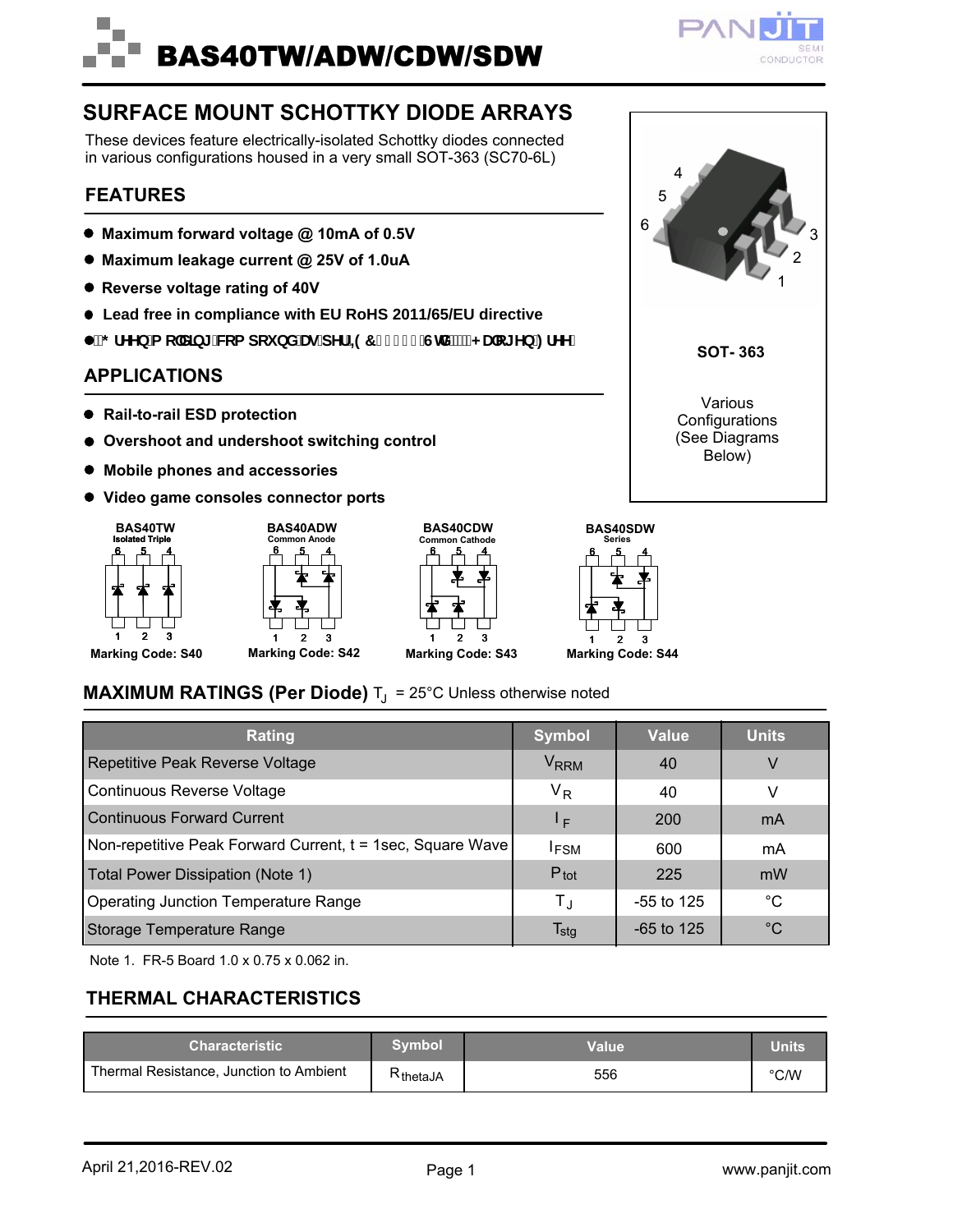# BAS40TW/ADW/CDW/SDW

## SURFACE MOUNT SCHOTTKY DIODE ARRAYS

These devices feature electrically-isolated Schottky diodes connected in various configurations housed in a very small SOT-363 (SC70-6L)

### FEATURES

- **Maximum forward voltage @ 10mA of 0.5V**
- **Maximum leakage current @ 25V of 1.0uA**
- **Reverse voltage rating of 40V**
- **Lead free in compliance with EU RoHS 2011/65/EU directive**
- **Green molding compound as per IEC 61249 Std. (Halogen Free)**

### APPLICATIONS

- **Rail-to-rail ESD protection**
- **Overshoot and undershoot switching control**
- **Mobile phones and accessories**
- **Video game consoles connector ports**

SOT- 363

Various Configurations (See Diagrams Below)

| BAS40TW Isolated Triple | BAS40ADW Common Anode | BAS40CDW Common Cathode | BAS40SDW Series |
|---|---|---|---|
| Marking Code: S40 | Marking Code: S42 | Marking Code: S43 | Marking Code: S44 |

## MAXIMUM RATINGS (Per Diode) $T_J$ = 25°C Unless otherwise noted

| Rating | Symbol | Value | Units |
|---|---|---|---|
| Repetitive Peak Reverse Voltage | $V_{RRM}$ | 40 | V |
| Continuous Reverse Voltage | $V_R$ | 40 | V |
| Continuous Forward Current | $I_F$ | 200 | mA |
| Non-repetitive Peak Forward Current, t = 1sec, Square Wave | $I_{FSM}$ | 600 | mA |
| Total Power Dissipation (Note 1) | $P_{tot}$ | 225 | mW |
| Operating Junction Temperature Range | $T_J$ | -55 to 125 | °C |
| Storage Temperature Range | $T_{stg}$ | -65 to 125 | °C |

Note 1. FR-5 Board 1.0 x 0.75 x 0.062 in.

## THERMAL CHARACTERISTICS

| Characteristic | Symbol | Value | Units |
|---|---|---|---|
| Thermal Resistance, Junction to Ambient | $R_{thetaJA}$ | 556 | °C/W |

April 21,2016-REV.02

www.panjit.com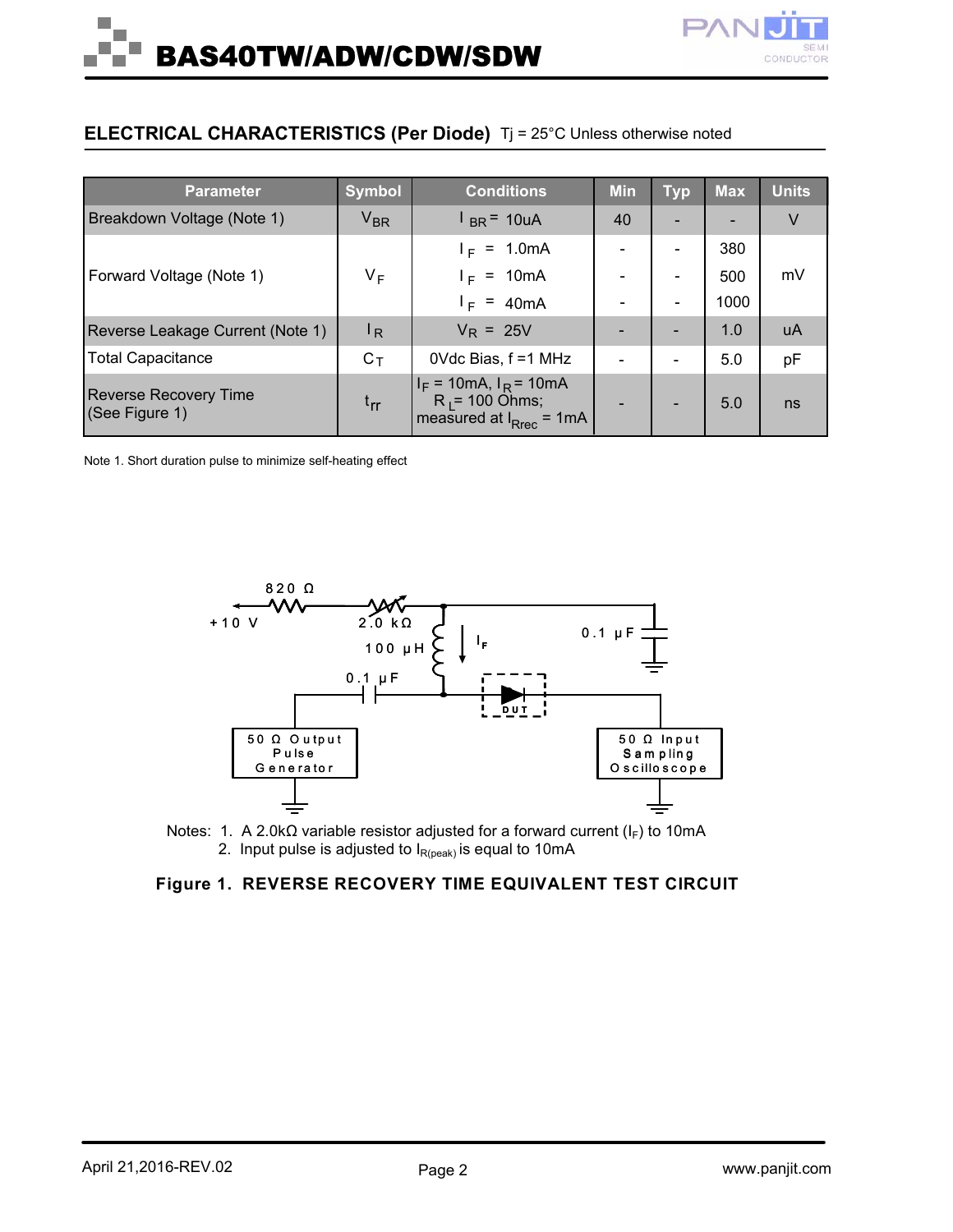## ELECTRICAL CHARACTERISTICS (Per Diode) Tj = 25°C Unless otherwise noted

| Parameter | Symbol | Conditions | Min | Typ | Max | Units |
|---|---|---|---|---|---|---|
| Breakdown Voltage (Note 1) | $V_{BR}$ | $I_{BR}$ = 10uA | 40 | - | - | V |
| Forward Voltage (Note 1) | $V_F$ | $I_F$ = 1.0mA | - | - | 380 | mV |
| | | $I_F$ = 10mA | - | - | 500 | |
| | | $I_F$ = 40mA | - | - | 1000 | |
| Reverse Leakage Current (Note 1) | $I_R$ | $V_R$ = 25V | - | - | 1.0 | uA |
| Total Capacitance | $C_T$ | 0Vdc Bias, f =1 MHz | - | - | 5.0 | pF |
| Reverse Recovery Time (See Figure 1) | $t_{rr}$ | $I_F$ = 10mA, $I_R$ = 10mA $R_L$= 100 Ohms; measured at $I_{Rrec}$ = 1mA | - | - | 5.0 | ns |

Note 1. Short duration pulse to minimize self-heating effect

820 Ω
+10 V
2.0 kΩ
100 µH
$I_F$
0.1 µF
0.1 µF
DUT
50 Ω Output Pulse Generator
50 Ω Input Sampling Oscilloscope

Notes: 1. A 2.0kΩ variable resistor adjusted for a forward current ($I_F$) to 10mA
2. Input pulse is adjusted to $I_{R(peak)}$ is equal to 10mA

**Figure 1. REVERSE RECOVERY TIME EQUIVALENT TEST CIRCUIT**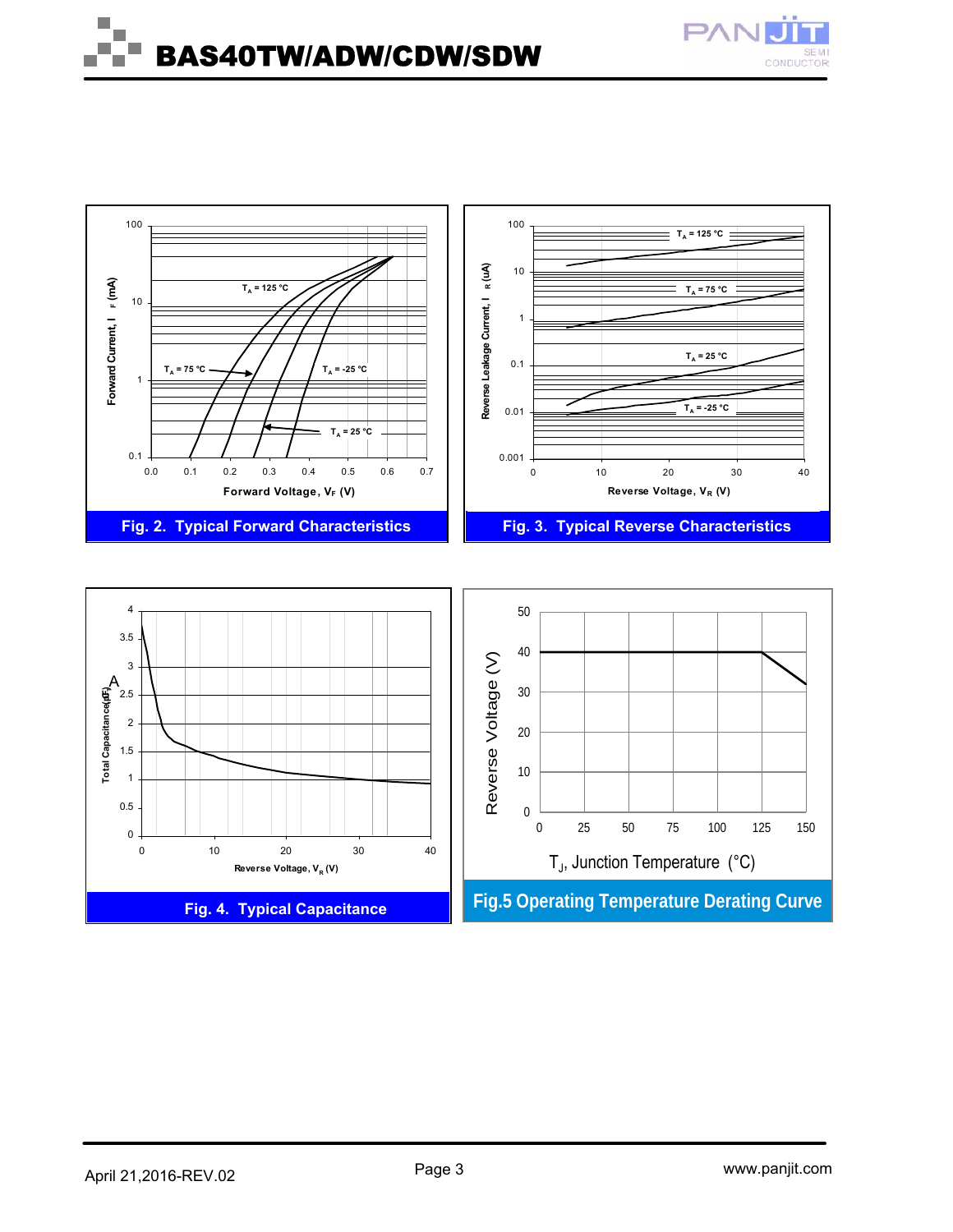100

10

1

0.1

0.0 0.1 0.2 0.3 0.4 0.5 0.6 0.7

Forward Current, $I_F$ (mA)

Forward Voltage, $V_F$ (V)

$T_A$ = 125 °C

$T_A$ = 75 °C

$T_A$ = -25 °C

$T_A$ = 25 °C

Fig. 2. Typical Forward Characteristics

100

10

1

0.1

0.01

0.001

0 10 20 30 40

Reverse Leakage Current, $I_R$ (uA)

Reverse Voltage, $V_R$ (V)

$T_A$ = 125 °C

$T_A$ = 75 °C

$T_A$ = 25 °C

$T_A$ = -25 °C

Fig. 3. Typical Reverse Characteristics

4

3.5

3

2.5

2

1.5

1

0.5

0

0 10 20 30 40

Total Capacitance (pF)

Reverse Voltage, $V_R$ (V)

Fig. 4. Typical Capacitance

50

40

30

20

10

0

0 25 50 75 100 125 150

Reverse Voltage (V)

$T_J$, Junction Temperature (°C)

Fig.5 Operating Temperature Derating Curve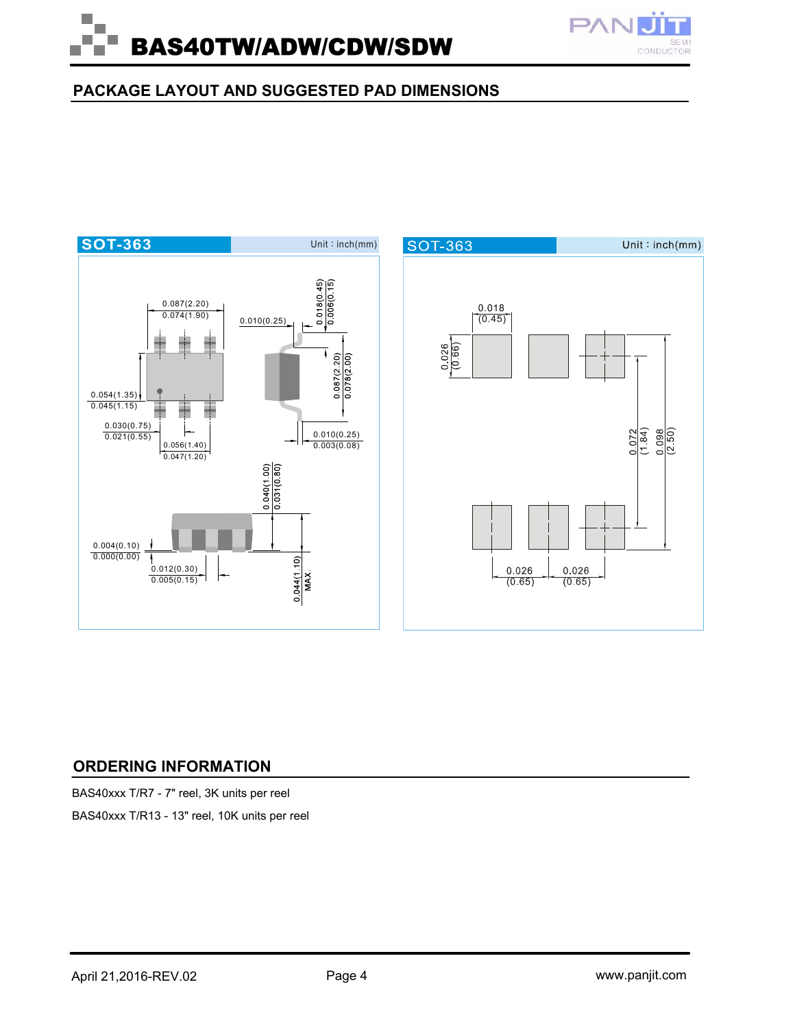## PACKAGE LAYOUT AND SUGGESTED PAD DIMENSIONS

**SOT-363** Unit : inch(mm)

0.087(2.20)
0.074(1.90)
0.010(0.25)
0.018(0.45)
0.006(0.15)
0.087(2.20)
0.078(2.00)
0.054(1.35)
0.045(1.15)
0.030(0.75)
0.021(0.55)
0.056(1.40)
0.047(1.20)
0.010(0.25)
0.003(0.08)
0.040(1.00)
0.031(0.80)
0.004(0.10)
0.000(0.00)
0.012(0.30)
0.005(0.15)
0.044(1.10) MAX.

SOT-363 Unit : inch(mm)

0.018 (0.45)
0.026 (0.66)
0.072 (1.84)
0.098 (2.50)
0.026 (0.65)
0.026 (0.65)

## ORDERING INFORMATION

BAS40xxx T/R7 - 7" reel, 3K units per reel

BAS40xxx T/R13 - 13" reel, 10K units per reel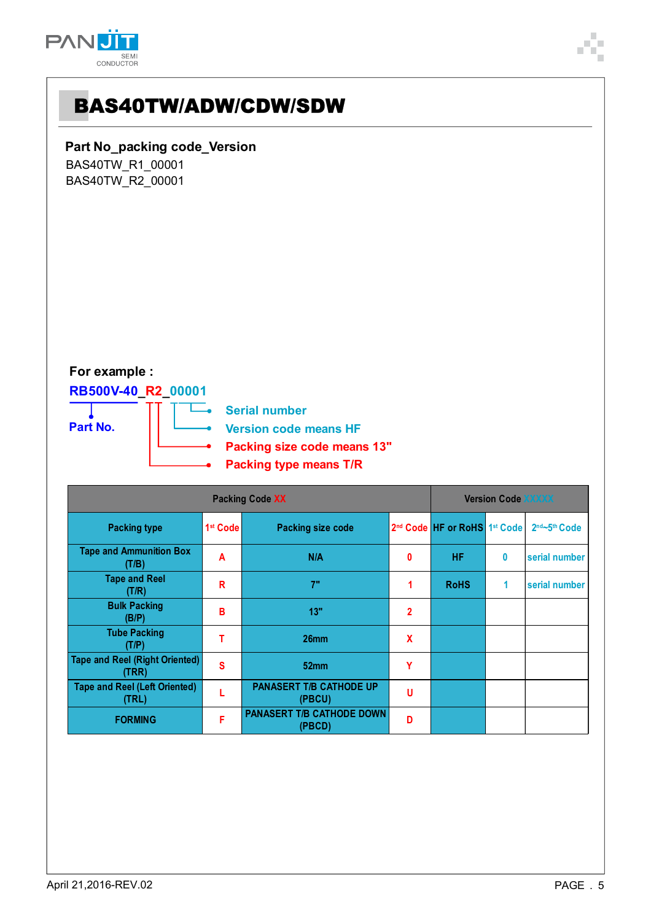# BAS40TW/ADW/CDW/SDW

**Part No_packing code_Version**

BAS40TW_R1_00001
BAS40TW_R2_00001

**For example :**

**RB500V-40_R2_00001**

- **Part No.**
- **Serial number**
- **Version code means HF**
- **Packing size code means 13"**
- **Packing type means T/R**

| Packing Code XX | | | | Version Code XXXXX | | |
|---|---|---|---|---|---|---|
| Packing type | 1st Code | Packing size code | 2nd Code | HF or RoHS | 1st Code | 2nd~5th Code |
| Tape and Ammunition Box (T/B) | A | N/A | 0 | HF | 0 | serial number |
| Tape and Reel (T/R) | R | 7" | 1 | RoHS | 1 | serial number |
| Bulk Packing (B/P) | B | 13" | 2 | | | |
| Tube Packing (T/P) | T | 26mm | X | | | |
| Tape and Reel (Right Oriented) (TRR) | S | 52mm | Y | | | |
| Tape and Reel (Left Oriented) (TRL) | L | PANASERT T/B CATHODE UP (PBCU) | U | | | |
| FORMING | F | PANASERT T/B CATHODE DOWN (PBCD) | D | | | |

April 21,2016-REV.02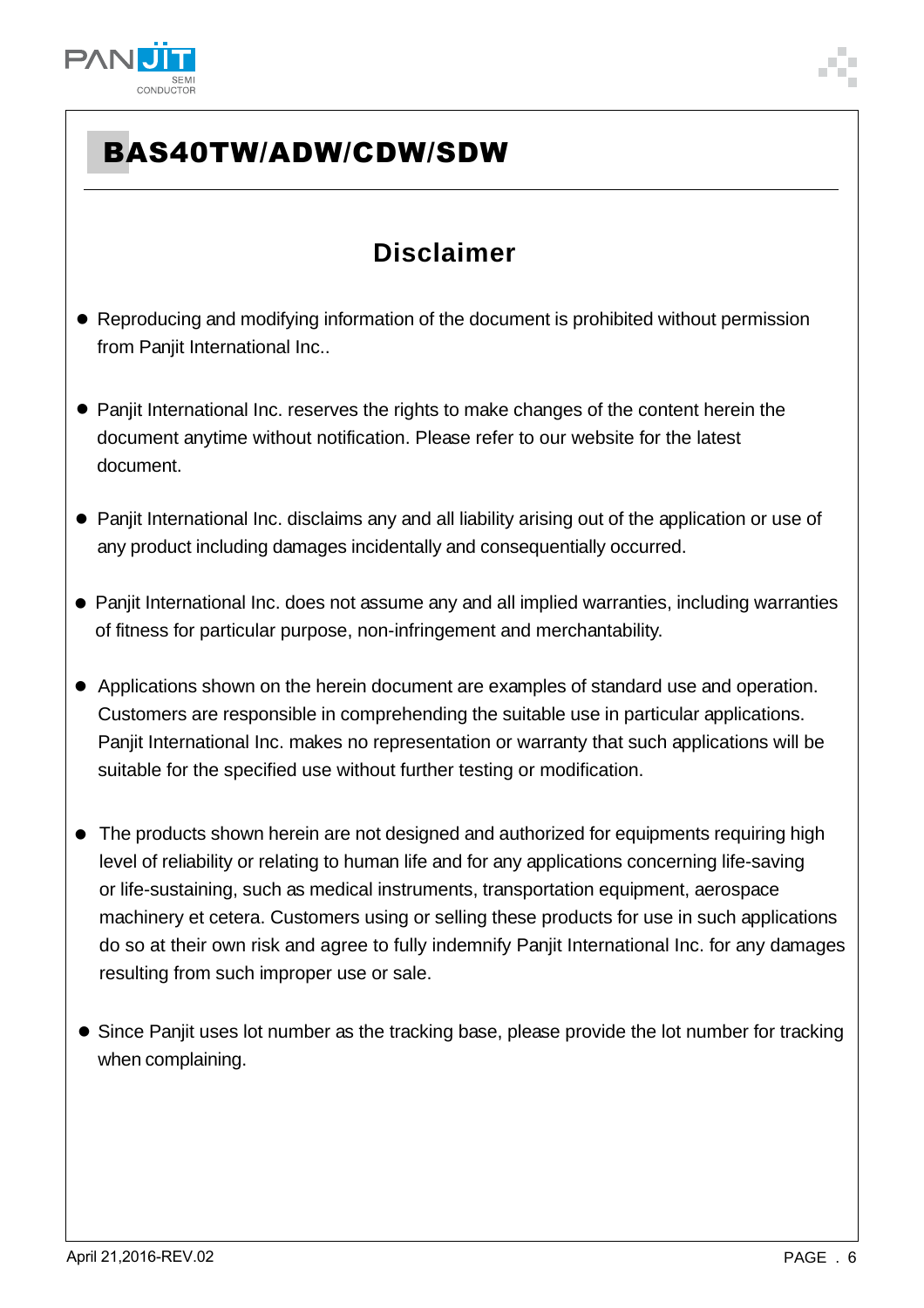# BAS40TW/ADW/CDW/SDW

## Disclaimer

- Reproducing and modifying information of the document is prohibited without permission from Panjit International Inc..

- Panjit International Inc. reserves the rights to make changes of the content herein the document anytime without notification. Please refer to our website for the latest document.

- Panjit International Inc. disclaims any and all liability arising out of the application or use of any product including damages incidentally and consequentially occurred.

- Panjit International Inc. does not assume any and all implied warranties, including warranties of fitness for particular purpose, non-infringement and merchantability.

- Applications shown on the herein document are examples of standard use and operation. Customers are responsible in comprehending the suitable use in particular applications. Panjit International Inc. makes no representation or warranty that such applications will be suitable for the specified use without further testing or modification.

- The products shown herein are not designed and authorized for equipments requiring high level of reliability or relating to human life and for any applications concerning life-saving or life-sustaining, such as medical instruments, transportation equipment, aerospace machinery et cetera. Customers using or selling these products for use in such applications do so at their own risk and agree to fully indemnify Panjit International Inc. for any damages resulting from such improper use or sale.

- Since Panjit uses lot number as the tracking base, please provide the lot number for tracking when complaining.

April 21,2016-REV.02